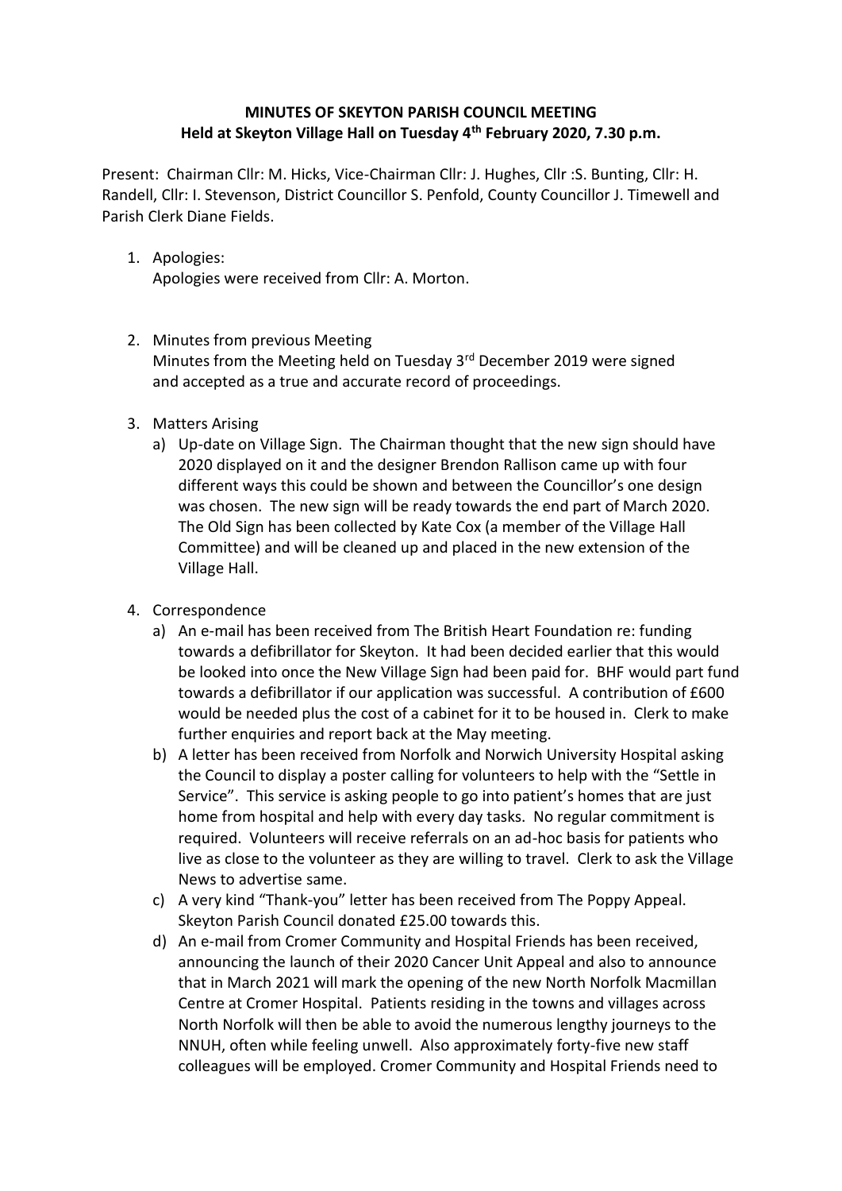**MINUTES OF SKEYTON PARISH COUNCIL MEETING**
**Held at Skeyton Village Hall on Tuesday 4th February 2020, 7.30 p.m.**

Present: Chairman Cllr: M. Hicks, Vice-Chairman Cllr: J. Hughes, Cllr :S. Bunting, Cllr: H. Randell, Cllr: I. Stevenson, District Councillor S. Penfold, County Councillor J. Timewell and Parish Clerk Diane Fields.

1. Apologies:
   Apologies were received from Cllr: A. Morton.

2. Minutes from previous Meeting
   Minutes from the Meeting held on Tuesday 3rd December 2019 were signed and accepted as a true and accurate record of proceedings.

3. Matters Arising
   a) Up-date on Village Sign. The Chairman thought that the new sign should have 2020 displayed on it and the designer Brendon Rallison came up with four different ways this could be shown and between the Councillor's one design was chosen. The new sign will be ready towards the end part of March 2020. The Old Sign has been collected by Kate Cox (a member of the Village Hall Committee) and will be cleaned up and placed in the new extension of the Village Hall.

4. Correspondence
   a) An e-mail has been received from The British Heart Foundation re: funding towards a defibrillator for Skeyton. It had been decided earlier that this would be looked into once the New Village Sign had been paid for. BHF would part fund towards a defibrillator if our application was successful. A contribution of £600 would be needed plus the cost of a cabinet for it to be housed in. Clerk to make further enquiries and report back at the May meeting.
   b) A letter has been received from Norfolk and Norwich University Hospital asking the Council to display a poster calling for volunteers to help with the "Settle in Service". This service is asking people to go into patient's homes that are just home from hospital and help with every day tasks. No regular commitment is required. Volunteers will receive referrals on an ad-hoc basis for patients who live as close to the volunteer as they are willing to travel. Clerk to ask the Village News to advertise same.
   c) A very kind "Thank-you" letter has been received from The Poppy Appeal. Skeyton Parish Council donated £25.00 towards this.
   d) An e-mail from Cromer Community and Hospital Friends has been received, announcing the launch of their 2020 Cancer Unit Appeal and also to announce that in March 2021 will mark the opening of the new North Norfolk Macmillan Centre at Cromer Hospital. Patients residing in the towns and villages across North Norfolk will then be able to avoid the numerous lengthy journeys to the NNUH, often while feeling unwell. Also approximately forty-five new staff colleagues will be employed. Cromer Community and Hospital Friends need to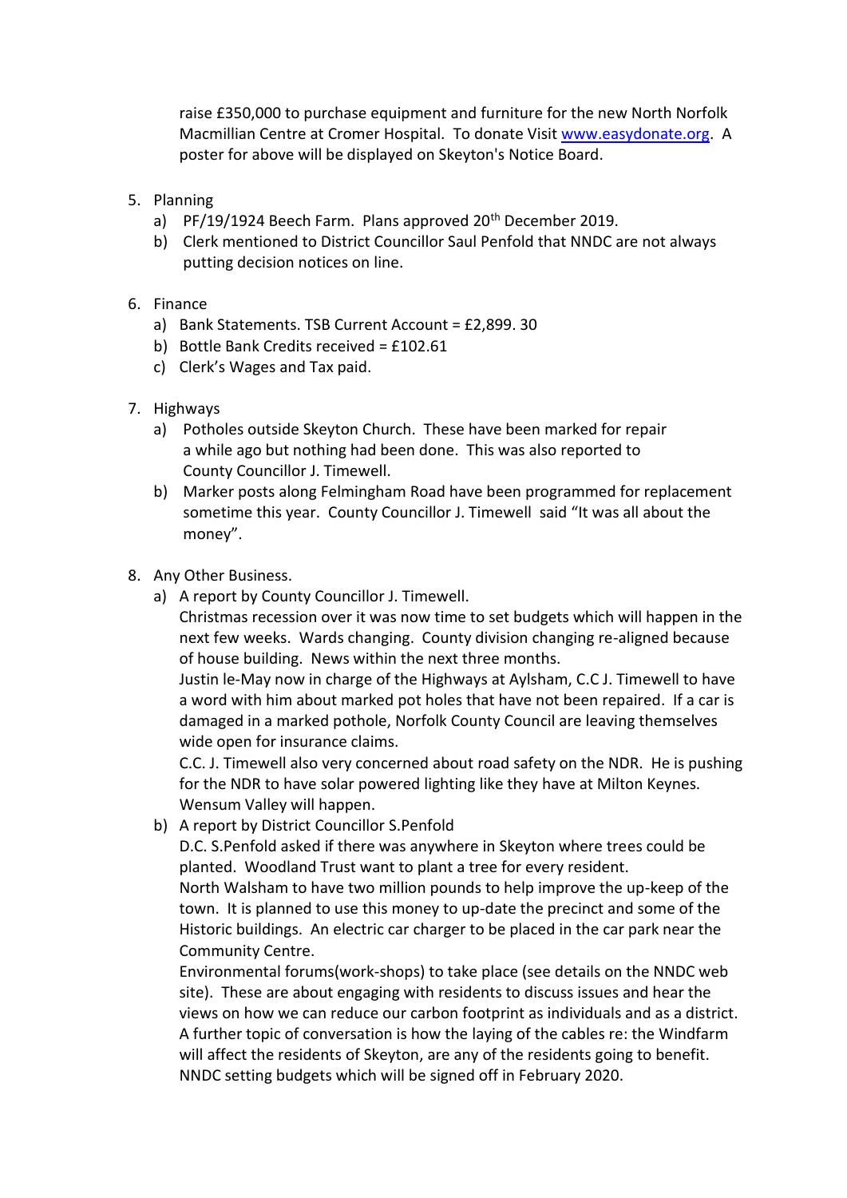raise £350,000 to purchase equipment and furniture for the new North Norfolk Macmillian Centre at Cromer Hospital. To donate Visit www.easydonate.org. A poster for above will be displayed on Skeyton's Notice Board.

5. Planning
   a) PF/19/1924 Beech Farm. Plans approved 20th December 2019.
   b) Clerk mentioned to District Councillor Saul Penfold that NNDC are not always putting decision notices on line.

6. Finance
   a) Bank Statements. TSB Current Account = £2,899. 30
   b) Bottle Bank Credits received = £102.61
   c) Clerk's Wages and Tax paid.

7. Highways
   a) Potholes outside Skeyton Church. These have been marked for repair a while ago but nothing had been done. This was also reported to County Councillor J. Timewell.
   b) Marker posts along Felmingham Road have been programmed for replacement sometime this year. County Councillor J. Timewell said "It was all about the money".

8. Any Other Business.
   a) A report by County Councillor J. Timewell.
      Christmas recession over it was now time to set budgets which will happen in the next few weeks. Wards changing. County division changing re-aligned because of house building. News within the next three months.
      Justin le-May now in charge of the Highways at Aylsham, C.C J. Timewell to have a word with him about marked pot holes that have not been repaired. If a car is damaged in a marked pothole, Norfolk County Council are leaving themselves wide open for insurance claims.
      C.C. J. Timewell also very concerned about road safety on the NDR. He is pushing for the NDR to have solar powered lighting like they have at Milton Keynes. Wensum Valley will happen.
   b) A report by District Councillor S.Penfold
      D.C. S.Penfold asked if there was anywhere in Skeyton where trees could be planted. Woodland Trust want to plant a tree for every resident.
      North Walsham to have two million pounds to help improve the up-keep of the town. It is planned to use this money to up-date the precinct and some of the Historic buildings. An electric car charger to be placed in the car park near the Community Centre.
      Environmental forums(work-shops) to take place (see details on the NNDC web site). These are about engaging with residents to discuss issues and hear the views on how we can reduce our carbon footprint as individuals and as a district.
      A further topic of conversation is how the laying of the cables re: the Windfarm will affect the residents of Skeyton, are any of the residents going to benefit.
      NNDC setting budgets which will be signed off in February 2020.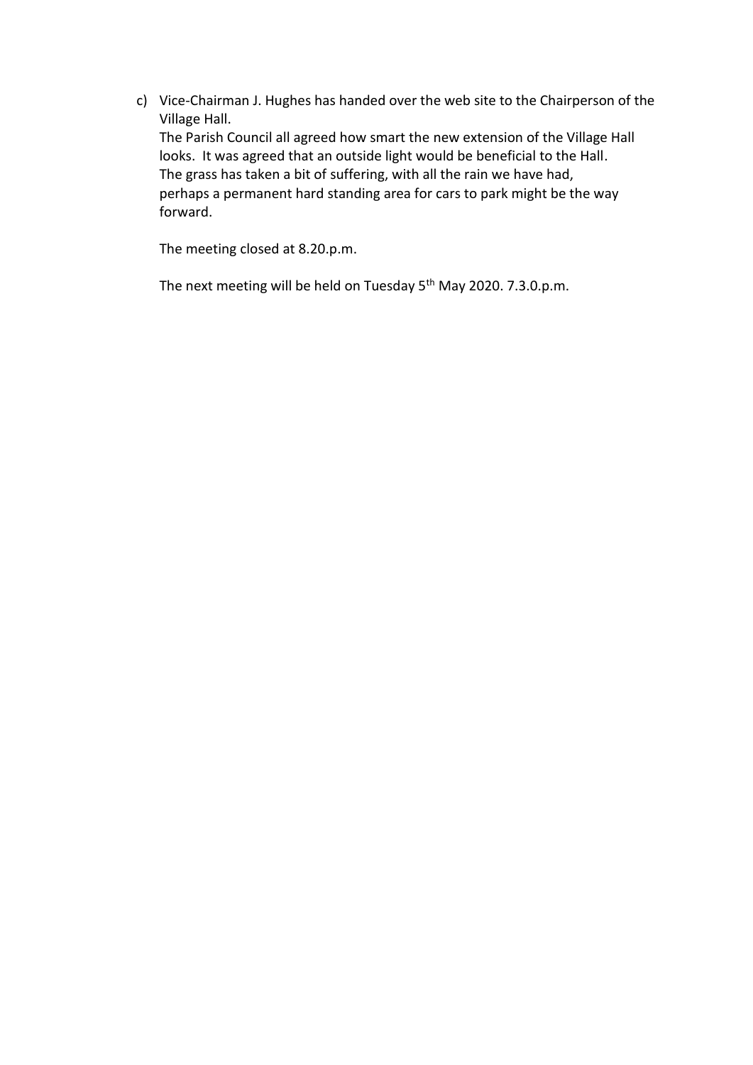c) Vice-Chairman J. Hughes has handed over the web site to the Chairperson of the Village Hall.
   The Parish Council all agreed how smart the new extension of the Village Hall looks. It was agreed that an outside light would be beneficial to the Hall. The grass has taken a bit of suffering, with all the rain we have had, perhaps a permanent hard standing area for cars to park might be the way forward.

   The meeting closed at 8.20.p.m.

   The next meeting will be held on Tuesday 5th May 2020. 7.3.0.p.m.